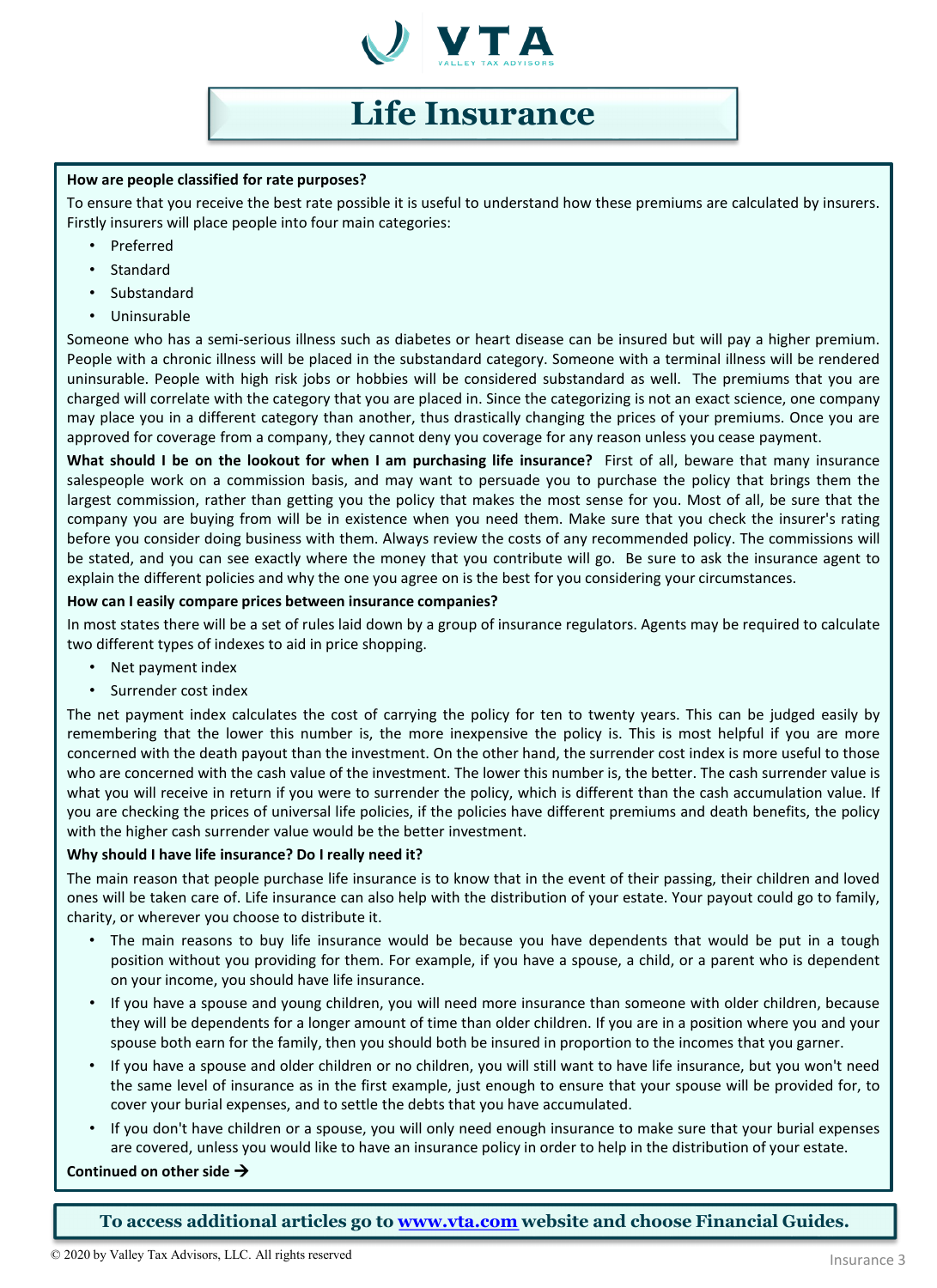# Life Insurance

**How are people classified for rate purposes?**

To ensure that you receive the best rate possible it is useful to understand how these premiums are calculated by insurers. Firstly insurers will place people into four main categories:

- Preferred
- Standard
- Substandard
- Uninsurable

Someone who has a semi-serious illness such as diabetes or heart disease can be insured but will pay a higher premium. People with a chronic illness will be placed in the substandard category. Someone with a terminal illness will be rendered uninsurable. People with high risk jobs or hobbies will be considered substandard as well. The premiums that you are charged will correlate with the category that you are placed in. Since the categorizing is not an exact science, one company may place you in a different category than another, thus drastically changing the prices of your premiums. Once you are approved for coverage from a company, they cannot deny you coverage for any reason unless you cease payment.

**What should I be on the lookout for when I am purchasing life insurance?** First of all, beware that many insurance salespeople work on a commission basis, and may want to persuade you to purchase the policy that brings them the largest commission, rather than getting you the policy that makes the most sense for you. Most of all, be sure that the company you are buying from will be in existence when you need them. Make sure that you check the insurer's rating before you consider doing business with them. Always review the costs of any recommended policy. The commissions will be stated, and you can see exactly where the money that you contribute will go. Be sure to ask the insurance agent to explain the different policies and why the one you agree on is the best for you considering your circumstances.

**How can I easily compare prices between insurance companies?**

In most states there will be a set of rules laid down by a group of insurance regulators. Agents may be required to calculate two different types of indexes to aid in price shopping.

- Net payment index
- Surrender cost index

The net payment index calculates the cost of carrying the policy for ten to twenty years. This can be judged easily by remembering that the lower this number is, the more inexpensive the policy is. This is most helpful if you are more concerned with the death payout than the investment. On the other hand, the surrender cost index is more useful to those who are concerned with the cash value of the investment. The lower this number is, the better. The cash surrender value is what you will receive in return if you were to surrender the policy, which is different than the cash accumulation value. If you are checking the prices of universal life policies, if the policies have different premiums and death benefits, the policy with the higher cash surrender value would be the better investment.

**Why should I have life insurance? Do I really need it?**

The main reason that people purchase life insurance is to know that in the event of their passing, their children and loved ones will be taken care of. Life insurance can also help with the distribution of your estate. Your payout could go to family, charity, or wherever you choose to distribute it.

- The main reasons to buy life insurance would be because you have dependents that would be put in a tough position without you providing for them. For example, if you have a spouse, a child, or a parent who is dependent on your income, you should have life insurance.
- If you have a spouse and young children, you will need more insurance than someone with older children, because they will be dependents for a longer amount of time than older children. If you are in a position where you and your spouse both earn for the family, then you should both be insured in proportion to the incomes that you garner.
- If you have a spouse and older children or no children, you will still want to have life insurance, but you won't need the same level of insurance as in the first example, just enough to ensure that your spouse will be provided for, to cover your burial expenses, and to settle the debts that you have accumulated.
- If you don't have children or a spouse, you will only need enough insurance to make sure that your burial expenses are covered, unless you would like to have an insurance policy in order to help in the distribution of your estate.

**Continued on other side →**

**To access additional articles go to [www.vta.com](http://www.vta.com) website and choose Financial Guides.**

© 2020 by Valley Tax Advisors, LLC. All rights reserved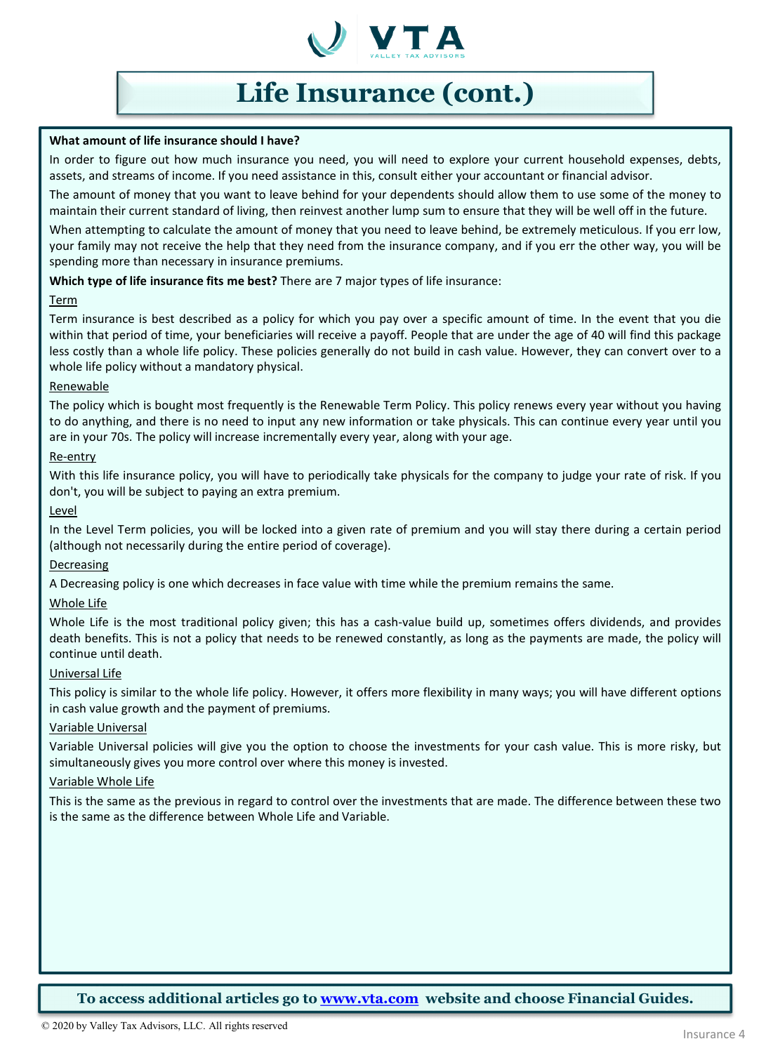# Life Insurance (cont.)

**What amount of life insurance should I have?**

In order to figure out how much insurance you need, you will need to explore your current household expenses, debts, assets, and streams of income. If you need assistance in this, consult either your accountant or financial advisor.

The amount of money that you want to leave behind for your dependents should allow them to use some of the money to maintain their current standard of living, then reinvest another lump sum to ensure that they will be well off in the future.

When attempting to calculate the amount of money that you need to leave behind, be extremely meticulous. If you err low, your family may not receive the help that they need from the insurance company, and if you err the other way, you will be spending more than necessary in insurance premiums.

**Which type of life insurance fits me best?** There are 7 major types of life insurance:

Term

Term insurance is best described as a policy for which you pay over a specific amount of time. In the event that you die within that period of time, your beneficiaries will receive a payoff. People that are under the age of 40 will find this package less costly than a whole life policy. These policies generally do not build in cash value. However, they can convert over to a whole life policy without a mandatory physical.

Renewable

The policy which is bought most frequently is the Renewable Term Policy. This policy renews every year without you having to do anything, and there is no need to input any new information or take physicals. This can continue every year until you are in your 70s. The policy will increase incrementally every year, along with your age.

Re-entry

With this life insurance policy, you will have to periodically take physicals for the company to judge your rate of risk. If you don't, you will be subject to paying an extra premium.

Level

In the Level Term policies, you will be locked into a given rate of premium and you will stay there during a certain period (although not necessarily during the entire period of coverage).

Decreasing

A Decreasing policy is one which decreases in face value with time while the premium remains the same.

Whole Life

Whole Life is the most traditional policy given; this has a cash-value build up, sometimes offers dividends, and provides death benefits. This is not a policy that needs to be renewed constantly, as long as the payments are made, the policy will continue until death.

Universal Life

This policy is similar to the whole life policy. However, it offers more flexibility in many ways; you will have different options in cash value growth and the payment of premiums.

Variable Universal

Variable Universal policies will give you the option to choose the investments for your cash value. This is more risky, but simultaneously gives you more control over where this money is invested.

Variable Whole Life

This is the same as the previous in regard to control over the investments that are made. The difference between these two is the same as the difference between Whole Life and Variable.

**To access additional articles go to www.vta.com website and choose Financial Guides.**

© 2020 by Valley Tax Advisors, LLC. All rights reserved